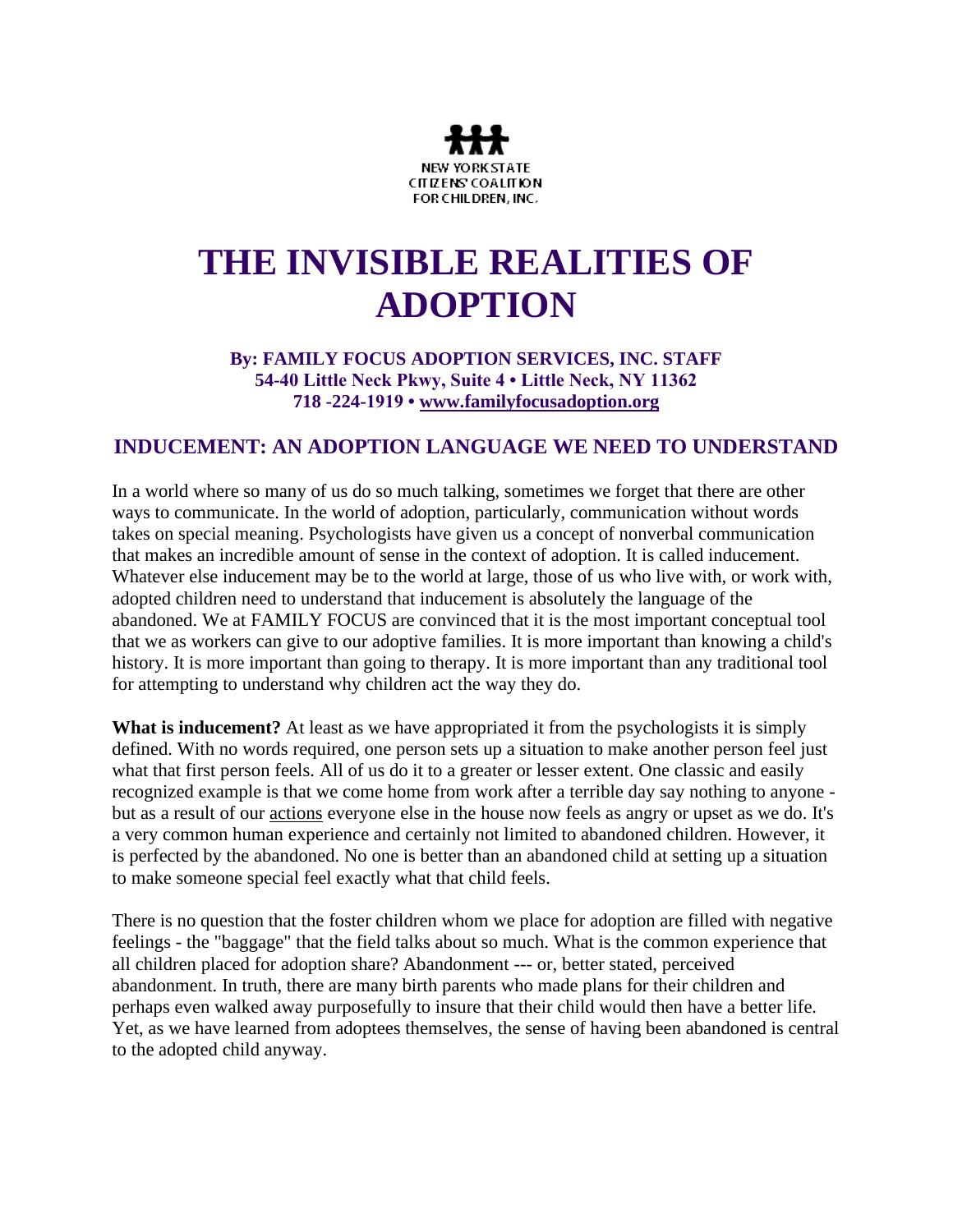NEW YORK STATE
CITIZENS' COALITION
FOR CHILDREN, INC.

# THE INVISIBLE REALITIES OF ADOPTION

**By: FAMILY FOCUS ADOPTION SERVICES, INC. STAFF**
**54-40 Little Neck Pkwy, Suite 4 • Little Neck, NY 11362**
**718 -224-1919 • www.familyfocusadoption.org**

## INDUCEMENT: AN ADOPTION LANGUAGE WE NEED TO UNDERSTAND

In a world where so many of us do so much talking, sometimes we forget that there are other ways to communicate. In the world of adoption, particularly, communication without words takes on special meaning. Psychologists have given us a concept of nonverbal communication that makes an incredible amount of sense in the context of adoption. It is called inducement. Whatever else inducement may be to the world at large, those of us who live with, or work with, adopted children need to understand that inducement is absolutely the language of the abandoned. We at FAMILY FOCUS are convinced that it is the most important conceptual tool that we as workers can give to our adoptive families. It is more important than knowing a child's history. It is more important than going to therapy. It is more important than any traditional tool for attempting to understand why children act the way they do.

**What is inducement?** At least as we have appropriated it from the psychologists it is simply defined. With no words required, one person sets up a situation to make another person feel just what that first person feels. All of us do it to a greater or lesser extent. One classic and easily recognized example is that we come home from work after a terrible day say nothing to anyone - but as a result of our actions everyone else in the house now feels as angry or upset as we do. It's a very common human experience and certainly not limited to abandoned children. However, it is perfected by the abandoned. No one is better than an abandoned child at setting up a situation to make someone special feel exactly what that child feels.

There is no question that the foster children whom we place for adoption are filled with negative feelings - the "baggage" that the field talks about so much. What is the common experience that all children placed for adoption share? Abandonment --- or, better stated, perceived abandonment. In truth, there are many birth parents who made plans for their children and perhaps even walked away purposefully to insure that their child would then have a better life. Yet, as we have learned from adoptees themselves, the sense of having been abandoned is central to the adopted child anyway.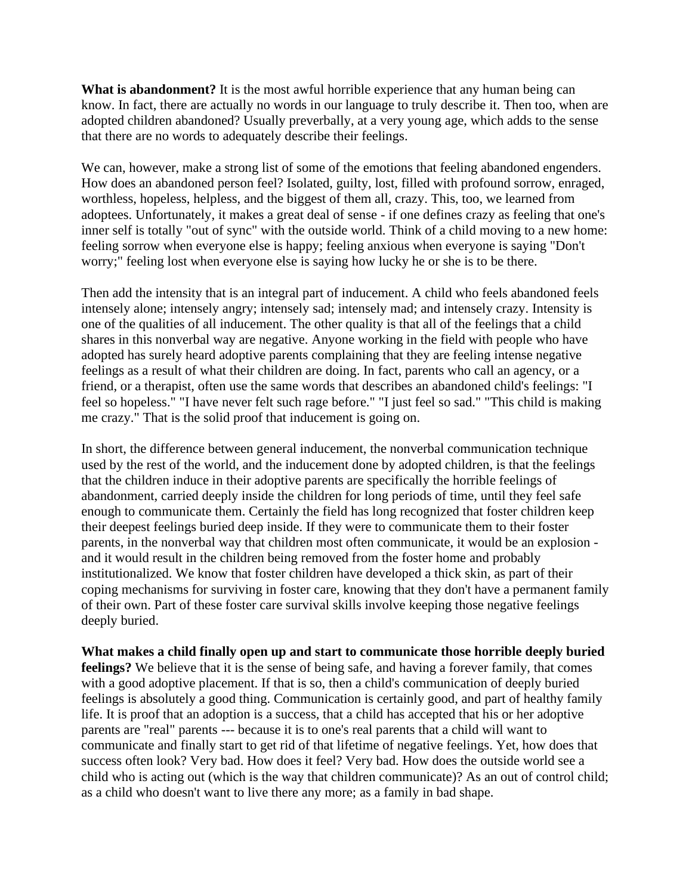**What is abandonment?** It is the most awful horrible experience that any human being can know. In fact, there are actually no words in our language to truly describe it. Then too, when are adopted children abandoned? Usually preverbally, at a very young age, which adds to the sense that there are no words to adequately describe their feelings.

We can, however, make a strong list of some of the emotions that feeling abandoned engenders. How does an abandoned person feel? Isolated, guilty, lost, filled with profound sorrow, enraged, worthless, hopeless, helpless, and the biggest of them all, crazy. This, too, we learned from adoptees. Unfortunately, it makes a great deal of sense - if one defines crazy as feeling that one's inner self is totally "out of sync" with the outside world. Think of a child moving to a new home: feeling sorrow when everyone else is happy; feeling anxious when everyone is saying "Don't worry;" feeling lost when everyone else is saying how lucky he or she is to be there.

Then add the intensity that is an integral part of inducement. A child who feels abandoned feels intensely alone; intensely angry; intensely sad; intensely mad; and intensely crazy. Intensity is one of the qualities of all inducement. The other quality is that all of the feelings that a child shares in this nonverbal way are negative. Anyone working in the field with people who have adopted has surely heard adoptive parents complaining that they are feeling intense negative feelings as a result of what their children are doing. In fact, parents who call an agency, or a friend, or a therapist, often use the same words that describes an abandoned child's feelings: "I feel so hopeless." "I have never felt such rage before." "I just feel so sad." "This child is making me crazy." That is the solid proof that inducement is going on.

In short, the difference between general inducement, the nonverbal communication technique used by the rest of the world, and the inducement done by adopted children, is that the feelings that the children induce in their adoptive parents are specifically the horrible feelings of abandonment, carried deeply inside the children for long periods of time, until they feel safe enough to communicate them. Certainly the field has long recognized that foster children keep their deepest feelings buried deep inside. If they were to communicate them to their foster parents, in the nonverbal way that children most often communicate, it would be an explosion - and it would result in the children being removed from the foster home and probably institutionalized. We know that foster children have developed a thick skin, as part of their coping mechanisms for surviving in foster care, knowing that they don't have a permanent family of their own. Part of these foster care survival skills involve keeping those negative feelings deeply buried.

**What makes a child finally open up and start to communicate those horrible deeply buried feelings?** We believe that it is the sense of being safe, and having a forever family, that comes with a good adoptive placement. If that is so, then a child's communication of deeply buried feelings is absolutely a good thing. Communication is certainly good, and part of healthy family life. It is proof that an adoption is a success, that a child has accepted that his or her adoptive parents are "real" parents --- because it is to one's real parents that a child will want to communicate and finally start to get rid of that lifetime of negative feelings. Yet, how does that success often look? Very bad. How does it feel? Very bad. How does the outside world see a child who is acting out (which is the way that children communicate)? As an out of control child; as a child who doesn't want to live there any more; as a family in bad shape.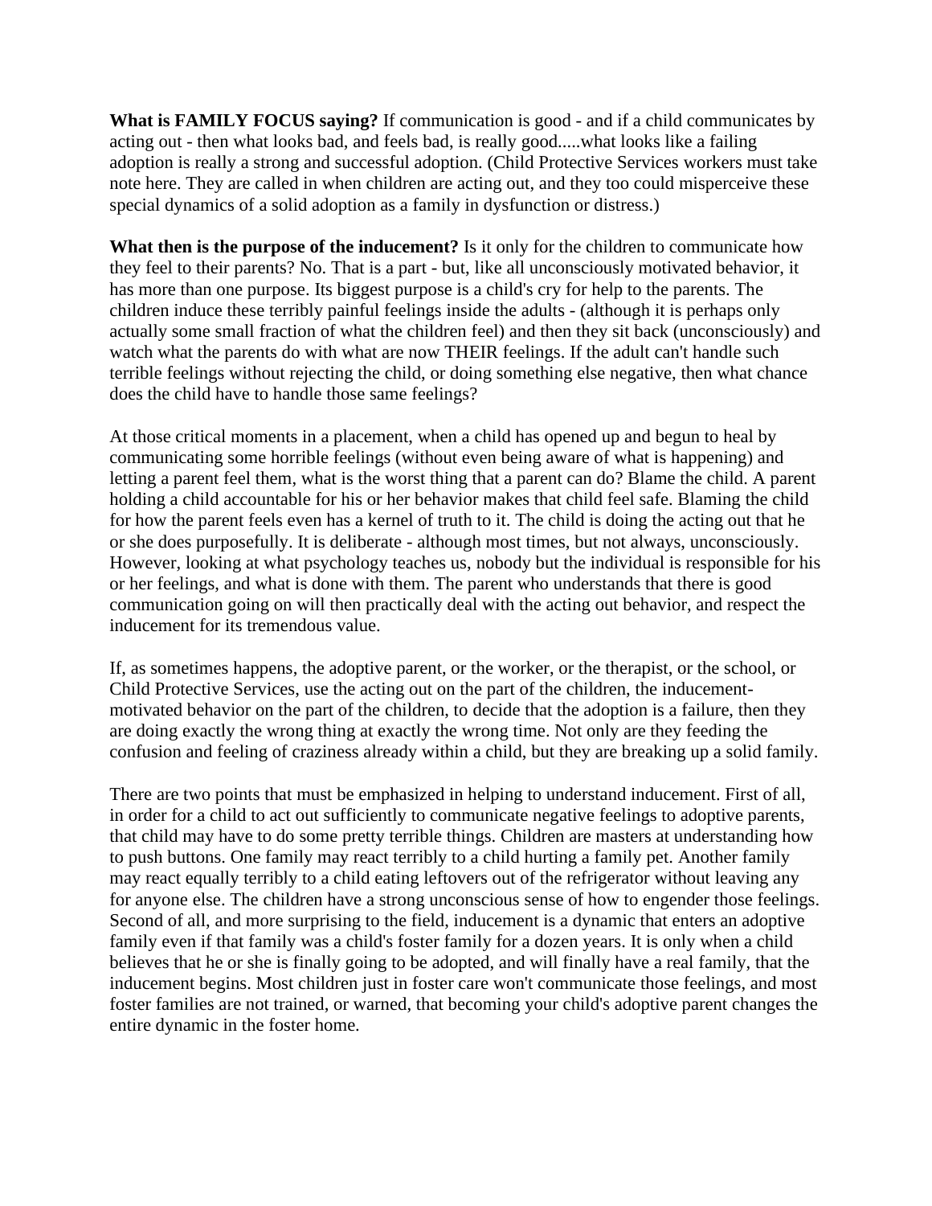**What is FAMILY FOCUS saying?** If communication is good - and if a child communicates by acting out - then what looks bad, and feels bad, is really good.....what looks like a failing adoption is really a strong and successful adoption. (Child Protective Services workers must take note here. They are called in when children are acting out, and they too could misperceive these special dynamics of a solid adoption as a family in dysfunction or distress.)

**What then is the purpose of the inducement?** Is it only for the children to communicate how they feel to their parents? No. That is a part - but, like all unconsciously motivated behavior, it has more than one purpose. Its biggest purpose is a child's cry for help to the parents. The children induce these terribly painful feelings inside the adults - (although it is perhaps only actually some small fraction of what the children feel) and then they sit back (unconsciously) and watch what the parents do with what are now THEIR feelings. If the adult can't handle such terrible feelings without rejecting the child, or doing something else negative, then what chance does the child have to handle those same feelings?

At those critical moments in a placement, when a child has opened up and begun to heal by communicating some horrible feelings (without even being aware of what is happening) and letting a parent feel them, what is the worst thing that a parent can do? Blame the child. A parent holding a child accountable for his or her behavior makes that child feel safe. Blaming the child for how the parent feels even has a kernel of truth to it. The child is doing the acting out that he or she does purposefully. It is deliberate - although most times, but not always, unconsciously. However, looking at what psychology teaches us, nobody but the individual is responsible for his or her feelings, and what is done with them. The parent who understands that there is good communication going on will then practically deal with the acting out behavior, and respect the inducement for its tremendous value.

If, as sometimes happens, the adoptive parent, or the worker, or the therapist, or the school, or Child Protective Services, use the acting out on the part of the children, the inducement-motivated behavior on the part of the children, to decide that the adoption is a failure, then they are doing exactly the wrong thing at exactly the wrong time. Not only are they feeding the confusion and feeling of craziness already within a child, but they are breaking up a solid family.

There are two points that must be emphasized in helping to understand inducement. First of all, in order for a child to act out sufficiently to communicate negative feelings to adoptive parents, that child may have to do some pretty terrible things. Children are masters at understanding how to push buttons. One family may react terribly to a child hurting a family pet. Another family may react equally terribly to a child eating leftovers out of the refrigerator without leaving any for anyone else. The children have a strong unconscious sense of how to engender those feelings. Second of all, and more surprising to the field, inducement is a dynamic that enters an adoptive family even if that family was a child's foster family for a dozen years. It is only when a child believes that he or she is finally going to be adopted, and will finally have a real family, that the inducement begins. Most children just in foster care won't communicate those feelings, and most foster families are not trained, or warned, that becoming your child's adoptive parent changes the entire dynamic in the foster home.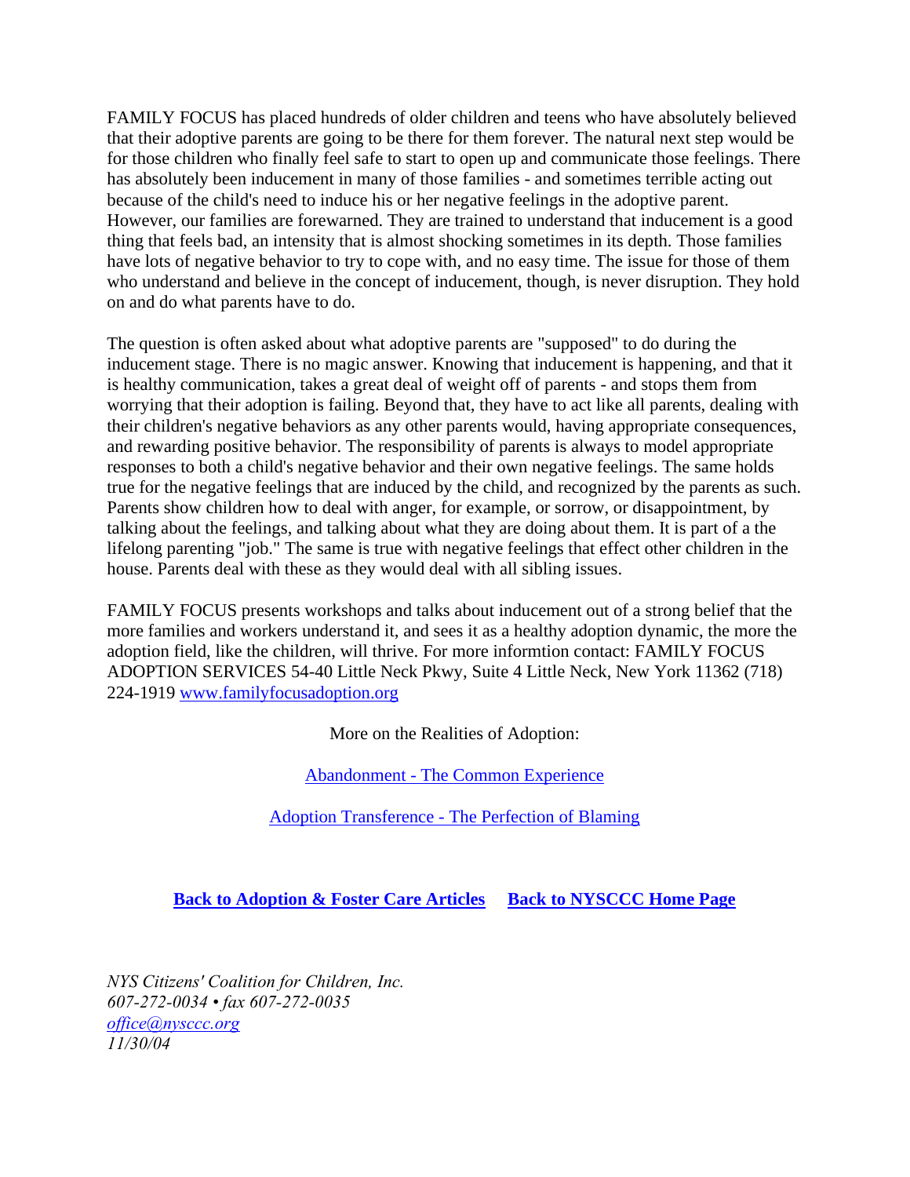FAMILY FOCUS has placed hundreds of older children and teens who have absolutely believed that their adoptive parents are going to be there for them forever. The natural next step would be for those children who finally feel safe to start to open up and communicate those feelings. There has absolutely been inducement in many of those families - and sometimes terrible acting out because of the child's need to induce his or her negative feelings in the adoptive parent. However, our families are forewarned. They are trained to understand that inducement is a good thing that feels bad, an intensity that is almost shocking sometimes in its depth. Those families have lots of negative behavior to try to cope with, and no easy time. The issue for those of them who understand and believe in the concept of inducement, though, is never disruption. They hold on and do what parents have to do.

The question is often asked about what adoptive parents are "supposed" to do during the inducement stage. There is no magic answer. Knowing that inducement is happening, and that it is healthy communication, takes a great deal of weight off of parents - and stops them from worrying that their adoption is failing. Beyond that, they have to act like all parents, dealing with their children's negative behaviors as any other parents would, having appropriate consequences, and rewarding positive behavior. The responsibility of parents is always to model appropriate responses to both a child's negative behavior and their own negative feelings. The same holds true for the negative feelings that are induced by the child, and recognized by the parents as such. Parents show children how to deal with anger, for example, or sorrow, or disappointment, by talking about the feelings, and talking about what they are doing about them. It is part of a the lifelong parenting "job." The same is true with negative feelings that effect other children in the house. Parents deal with these as they would deal with all sibling issues.

FAMILY FOCUS presents workshops and talks about inducement out of a strong belief that the more families and workers understand it, and sees it as a healthy adoption dynamic, the more the adoption field, like the children, will thrive. For more informtion contact: FAMILY FOCUS ADOPTION SERVICES 54-40 Little Neck Pkwy, Suite 4 Little Neck, New York 11362 (718) 224-1919 [www.familyfocusadoption.org](www.familyfocusadoption.org)

More on the Realities of Adoption:

[Abandonment - The Common Experience]()

[Adoption Transference - The Perfection of Blaming]()

**[Back to Adoption & Foster Care Articles]()** **[Back to NYSCCC Home Page]()**

*NYS Citizens' Coalition for Children, Inc.*
*607-272-0034 • fax 607-272-0035*
*[office@nysccc.org](mailto:office@nysccc.org)*
*11/30/04*